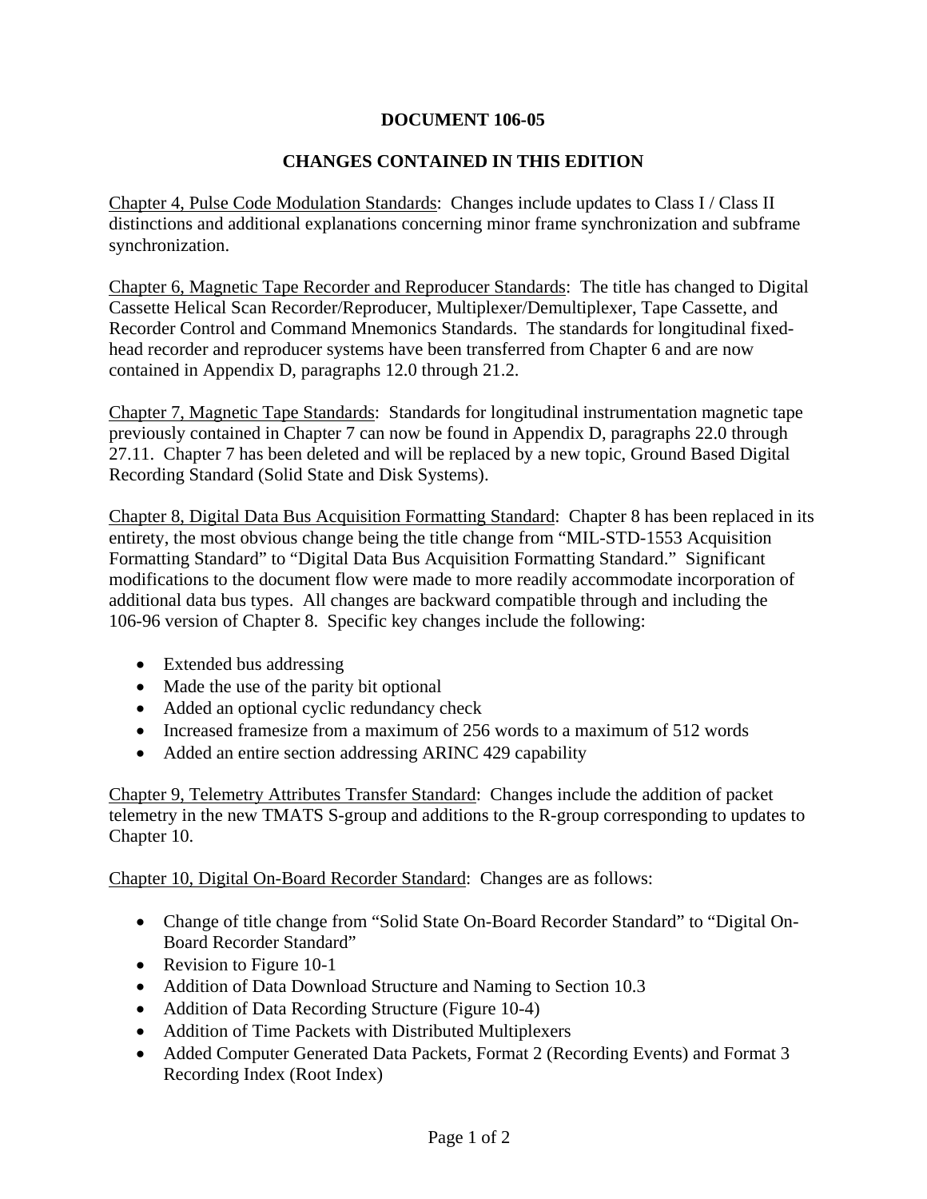# DOCUMENT 106-05

## CHANGES CONTAINED IN THIS EDITION

Chapter 4, Pulse Code Modulation Standards: Changes include updates to Class I / Class II distinctions and additional explanations concerning minor frame synchronization and subframe synchronization.

Chapter 6, Magnetic Tape Recorder and Reproducer Standards: The title has changed to Digital Cassette Helical Scan Recorder/Reproducer, Multiplexer/Demultiplexer, Tape Cassette, and Recorder Control and Command Mnemonics Standards. The standards for longitudinal fixed-head recorder and reproducer systems have been transferred from Chapter 6 and are now contained in Appendix D, paragraphs 12.0 through 21.2.

Chapter 7, Magnetic Tape Standards: Standards for longitudinal instrumentation magnetic tape previously contained in Chapter 7 can now be found in Appendix D, paragraphs 22.0 through 27.11. Chapter 7 has been deleted and will be replaced by a new topic, Ground Based Digital Recording Standard (Solid State and Disk Systems).

Chapter 8, Digital Data Bus Acquisition Formatting Standard: Chapter 8 has been replaced in its entirety, the most obvious change being the title change from "MIL-STD-1553 Acquisition Formatting Standard" to "Digital Data Bus Acquisition Formatting Standard." Significant modifications to the document flow were made to more readily accommodate incorporation of additional data bus types. All changes are backward compatible through and including the 106-96 version of Chapter 8. Specific key changes include the following:

- Extended bus addressing
- Made the use of the parity bit optional
- Added an optional cyclic redundancy check
- Increased framesize from a maximum of 256 words to a maximum of 512 words
- Added an entire section addressing ARINC 429 capability

Chapter 9, Telemetry Attributes Transfer Standard: Changes include the addition of packet telemetry in the new TMATS S-group and additions to the R-group corresponding to updates to Chapter 10.

Chapter 10, Digital On-Board Recorder Standard: Changes are as follows:

- Change of title change from "Solid State On-Board Recorder Standard" to "Digital On-Board Recorder Standard"
- Revision to Figure 10-1
- Addition of Data Download Structure and Naming to Section 10.3
- Addition of Data Recording Structure (Figure 10-4)
- Addition of Time Packets with Distributed Multiplexers
- Added Computer Generated Data Packets, Format 2 (Recording Events) and Format 3 Recording Index (Root Index)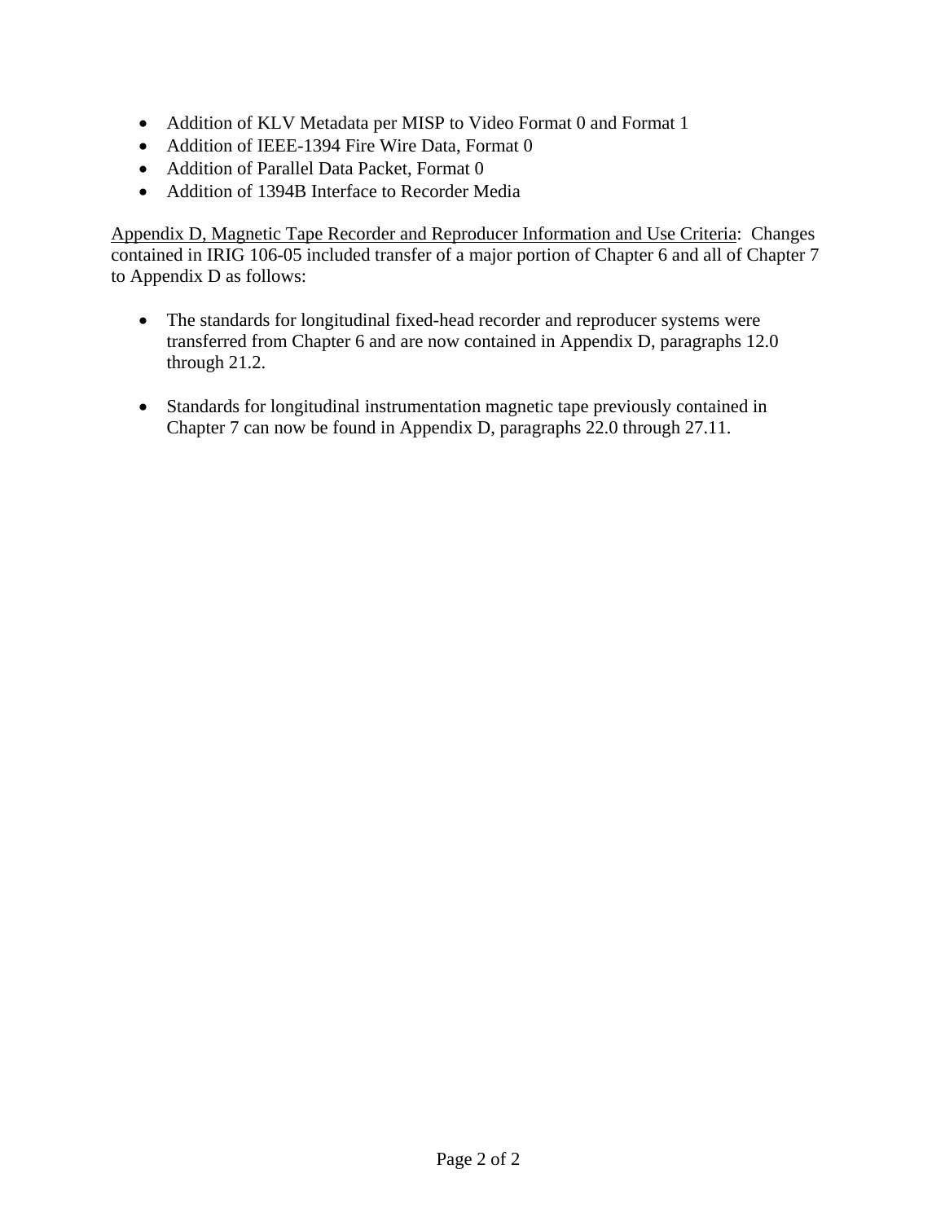- Addition of KLV Metadata per MISP to Video Format 0 and Format 1
- Addition of IEEE-1394 Fire Wire Data, Format 0
- Addition of Parallel Data Packet, Format 0
- Addition of 1394B Interface to Recorder Media

<u>Appendix D, Magnetic Tape Recorder and Reproducer Information and Use Criteria</u>: Changes contained in IRIG 106-05 included transfer of a major portion of Chapter 6 and all of Chapter 7 to Appendix D as follows:

- The standards for longitudinal fixed-head recorder and reproducer systems were transferred from Chapter 6 and are now contained in Appendix D, paragraphs 12.0 through 21.2.

- Standards for longitudinal instrumentation magnetic tape previously contained in Chapter 7 can now be found in Appendix D, paragraphs 22.0 through 27.11.